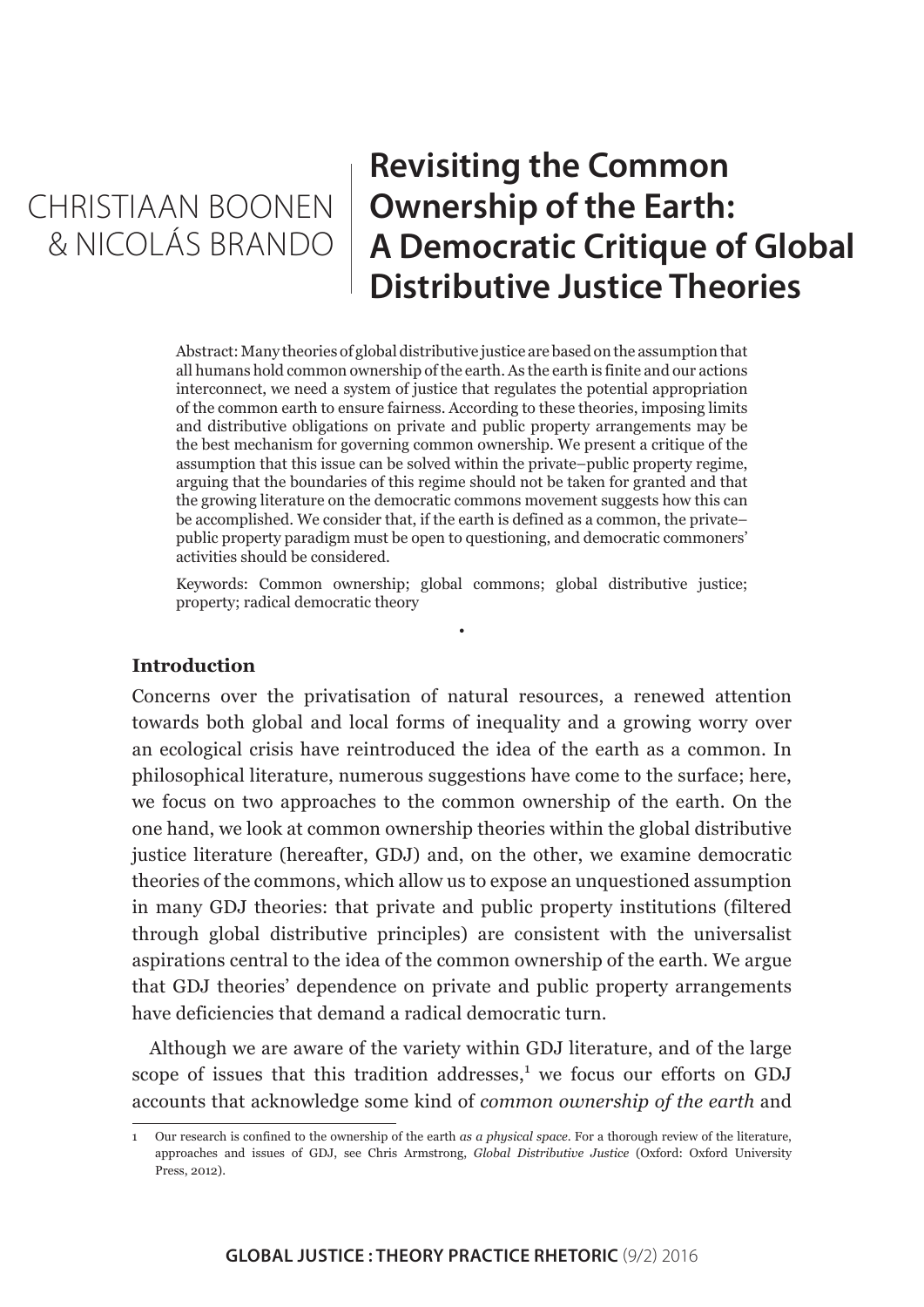CHRISTIAAN BOONEN & NICOLÁS BRANDO

# Revisiting the Common Ownership of the Earth: A Democratic Critique of Global Distributive Justice Theories

Abstract: Many theories of global distributive justice are based on the assumption that all humans hold common ownership of the earth. As the earth is finite and our actions interconnect, we need a system of justice that regulates the potential appropriation of the common earth to ensure fairness. According to these theories, imposing limits and distributive obligations on private and public property arrangements may be the best mechanism for governing common ownership. We present a critique of the assumption that this issue can be solved within the private–public property regime, arguing that the boundaries of this regime should not be taken for granted and that the growing literature on the democratic commons movement suggests how this can be accomplished. We consider that, if the earth is defined as a common, the private–public property paradigm must be open to questioning, and democratic commoners' activities should be considered.

Keywords: Common ownership; global commons; global distributive justice; property; radical democratic theory

•

### Introduction

Concerns over the privatisation of natural resources, a renewed attention towards both global and local forms of inequality and a growing worry over an ecological crisis have reintroduced the idea of the earth as a common. In philosophical literature, numerous suggestions have come to the surface; here, we focus on two approaches to the common ownership of the earth. On the one hand, we look at common ownership theories within the global distributive justice literature (hereafter, GDJ) and, on the other, we examine democratic theories of the commons, which allow us to expose an unquestioned assumption in many GDJ theories: that private and public property institutions (filtered through global distributive principles) are consistent with the universalist aspirations central to the idea of the common ownership of the earth. We argue that GDJ theories' dependence on private and public property arrangements have deficiencies that demand a radical democratic turn.

Although we are aware of the variety within GDJ literature, and of the large scope of issues that this tradition addresses,[1] we focus our efforts on GDJ accounts that acknowledge some kind of *common ownership of the earth* and

[1] Our research is confined to the ownership of the earth *as a physical space*. For a thorough review of the literature, approaches and issues of GDJ, see Chris Armstrong, *Global Distributive Justice* (Oxford: Oxford University Press, 2012).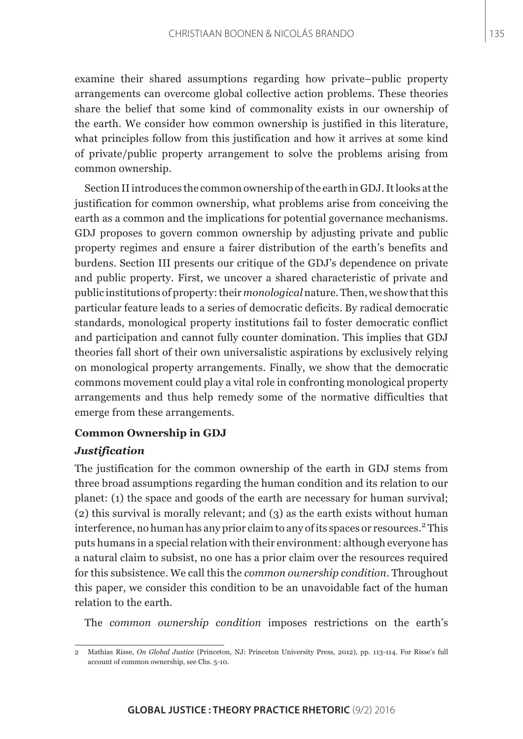examine their shared assumptions regarding how private–public property arrangements can overcome global collective action problems. These theories share the belief that some kind of commonality exists in our ownership of the earth. We consider how common ownership is justified in this literature, what principles follow from this justification and how it arrives at some kind of private/public property arrangement to solve the problems arising from common ownership.

Section II introduces the common ownership of the earth in GDJ. It looks at the justification for common ownership, what problems arise from conceiving the earth as a common and the implications for potential governance mechanisms. GDJ proposes to govern common ownership by adjusting private and public property regimes and ensure a fairer distribution of the earth's benefits and burdens. Section III presents our critique of the GDJ's dependence on private and public property. First, we uncover a shared characteristic of private and public institutions of property: their *monological* nature. Then, we show that this particular feature leads to a series of democratic deficits. By radical democratic standards, monological property institutions fail to foster democratic conflict and participation and cannot fully counter domination. This implies that GDJ theories fall short of their own universalistic aspirations by exclusively relying on monological property arrangements. Finally, we show that the democratic commons movement could play a vital role in confronting monological property arrangements and thus help remedy some of the normative difficulties that emerge from these arrangements.

## Common Ownership in GDJ

### *Justification*

The justification for the common ownership of the earth in GDJ stems from three broad assumptions regarding the human condition and its relation to our planet: (1) the space and goods of the earth are necessary for human survival; (2) this survival is morally relevant; and (3) as the earth exists without human interference, no human has any prior claim to any of its spaces or resources.[2] This puts humans in a special relation with their environment: although everyone has a natural claim to subsist, no one has a prior claim over the resources required for this subsistence. We call this the *common ownership condition*. Throughout this paper, we consider this condition to be an unavoidable fact of the human relation to the earth.

The *common ownership condition* imposes restrictions on the earth's

---

2 Mathias Risse, *On Global Justice* (Princeton, NJ: Princeton University Press, 2012), pp. 113-114. For Risse's full account of common ownership, see Chs. 5-10.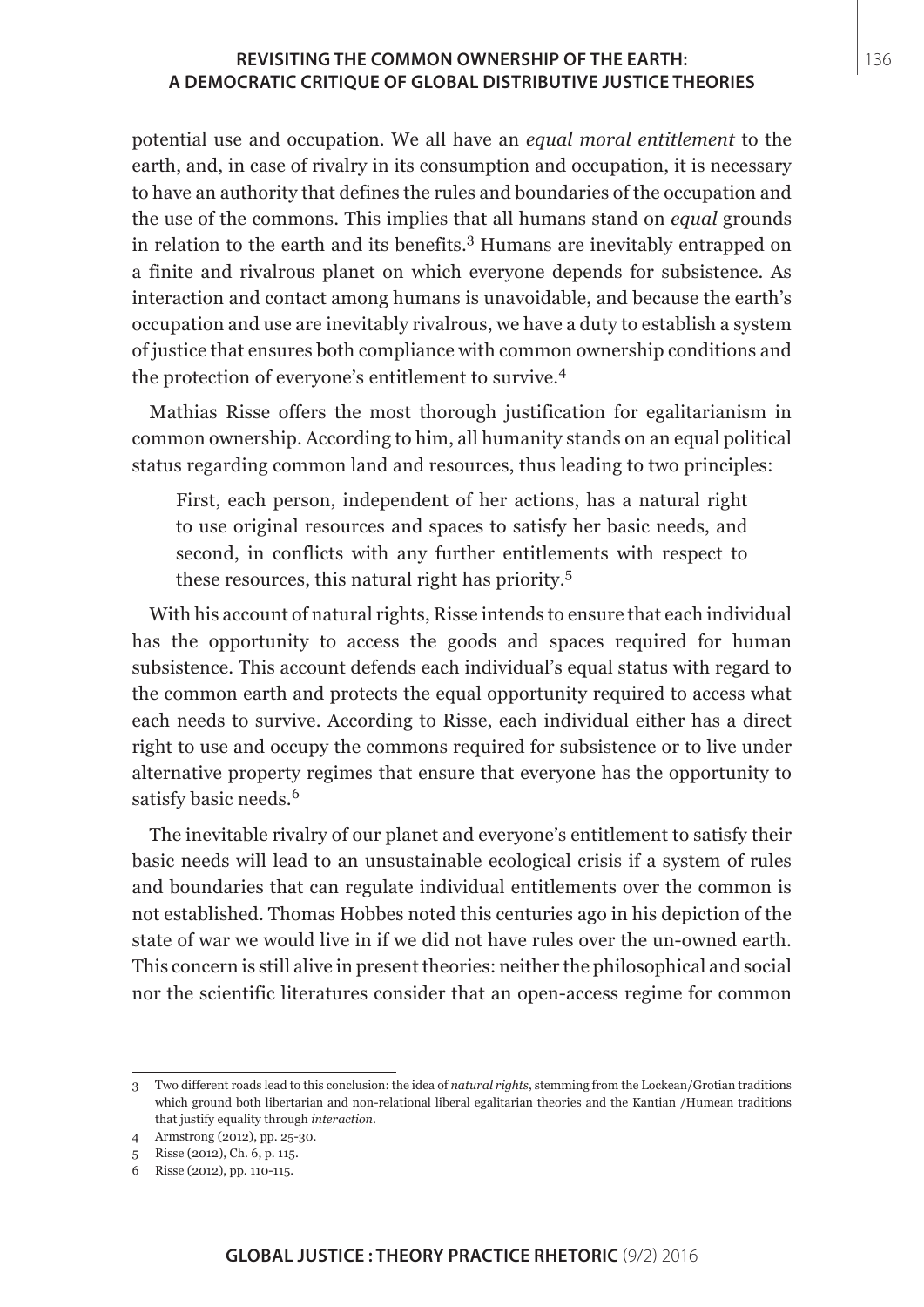potential use and occupation. We all have an *equal moral entitlement* to the earth, and, in case of rivalry in its consumption and occupation, it is necessary to have an authority that defines the rules and boundaries of the occupation and the use of the commons. This implies that all humans stand on *equal* grounds in relation to the earth and its benefits.[3] Humans are inevitably entrapped on a finite and rivalrous planet on which everyone depends for subsistence. As interaction and contact among humans is unavoidable, and because the earth's occupation and use are inevitably rivalrous, we have a duty to establish a system of justice that ensures both compliance with common ownership conditions and the protection of everyone's entitlement to survive.[4]

Mathias Risse offers the most thorough justification for egalitarianism in common ownership. According to him, all humanity stands on an equal political status regarding common land and resources, thus leading to two principles:

> First, each person, independent of her actions, has a natural right to use original resources and spaces to satisfy her basic needs, and second, in conflicts with any further entitlements with respect to these resources, this natural right has priority.[5]

With his account of natural rights, Risse intends to ensure that each individual has the opportunity to access the goods and spaces required for human subsistence. This account defends each individual's equal status with regard to the common earth and protects the equal opportunity required to access what each needs to survive. According to Risse, each individual either has a direct right to use and occupy the commons required for subsistence or to live under alternative property regimes that ensure that everyone has the opportunity to satisfy basic needs.[6]

The inevitable rivalry of our planet and everyone's entitlement to satisfy their basic needs will lead to an unsustainable ecological crisis if a system of rules and boundaries that can regulate individual entitlements over the common is not established. Thomas Hobbes noted this centuries ago in his depiction of the state of war we would live in if we did not have rules over the un-owned earth. This concern is still alive in present theories: neither the philosophical and social nor the scientific literatures consider that an open-access regime for common

---

3 Two different roads lead to this conclusion: the idea of *natural rights*, stemming from the Lockean/Grotian traditions which ground both libertarian and non-relational liberal egalitarian theories and the Kantian /Humean traditions that justify equality through *interaction*.

4 Armstrong (2012), pp. 25-30.

5 Risse (2012), Ch. 6, p. 115.

6 Risse (2012), pp. 110-115.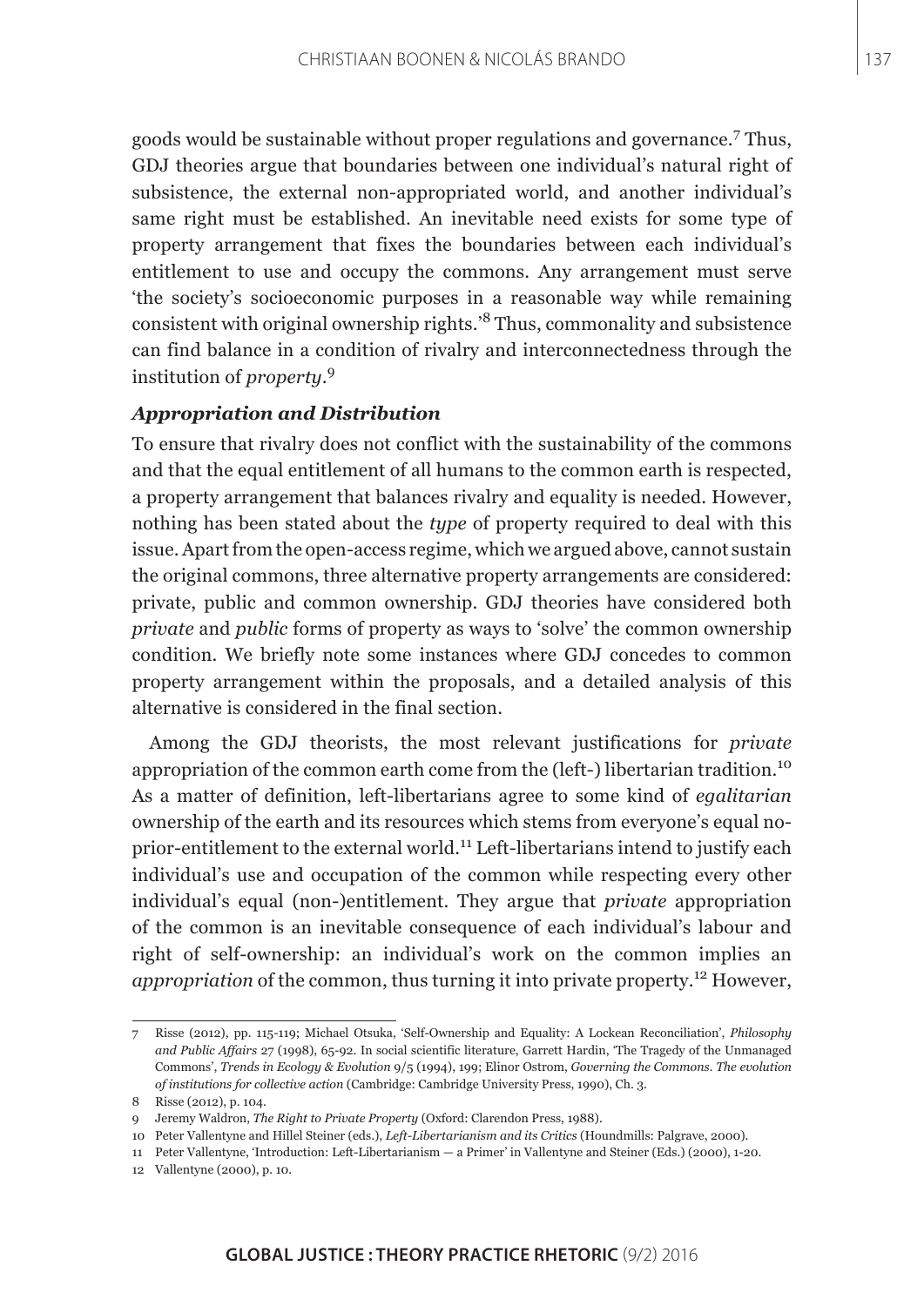goods would be sustainable without proper regulations and governance.[7] Thus, GDJ theories argue that boundaries between one individual's natural right of subsistence, the external non-appropriated world, and another individual's same right must be established. An inevitable need exists for some type of property arrangement that fixes the boundaries between each individual's entitlement to use and occupy the commons. Any arrangement must serve 'the society's socioeconomic purposes in a reasonable way while remaining consistent with original ownership rights.'[8] Thus, commonality and subsistence can find balance in a condition of rivalry and interconnectedness through the institution of *property*.[9]

### *Appropriation and Distribution*

To ensure that rivalry does not conflict with the sustainability of the commons and that the equal entitlement of all humans to the common earth is respected, a property arrangement that balances rivalry and equality is needed. However, nothing has been stated about the *type* of property required to deal with this issue. Apart from the open-access regime, which we argued above, cannot sustain the original commons, three alternative property arrangements are considered: private, public and common ownership. GDJ theories have considered both *private* and *public* forms of property as ways to 'solve' the common ownership condition. We briefly note some instances where GDJ concedes to common property arrangement within the proposals, and a detailed analysis of this alternative is considered in the final section.

Among the GDJ theorists, the most relevant justifications for *private* appropriation of the common earth come from the (left-) libertarian tradition.[10] As a matter of definition, left-libertarians agree to some kind of *egalitarian* ownership of the earth and its resources which stems from everyone's equal no-prior-entitlement to the external world.[11] Left-libertarians intend to justify each individual's use and occupation of the common while respecting every other individual's equal (non-)entitlement. They argue that *private* appropriation of the common is an inevitable consequence of each individual's labour and right of self-ownership: an individual's work on the common implies an *appropriation* of the common, thus turning it into private property.[12] However,

---

7 Risse (2012), pp. 115-119; Michael Otsuka, 'Self-Ownership and Equality: A Lockean Reconciliation', *Philosophy and Public Affairs* 27 (1998), 65-92. In social scientific literature, Garrett Hardin, 'The Tragedy of the Unmanaged Commons', *Trends in Ecology & Evolution* 9/5 (1994), 199; Elinor Ostrom, *Governing the Commons. The evolution of institutions for collective action* (Cambridge: Cambridge University Press, 1990), Ch. 3.

8 Risse (2012), p. 104.

9 Jeremy Waldron, *The Right to Private Property* (Oxford: Clarendon Press, 1988).

10 Peter Vallentyne and Hillel Steiner (eds.), *Left-Libertarianism and its Critics* (Houndmills: Palgrave, 2000).

11 Peter Vallentyne, 'Introduction: Left-Libertarianism — a Primer' in Vallentyne and Steiner (Eds.) (2000), 1-20.

12 Vallentyne (2000), p. 10.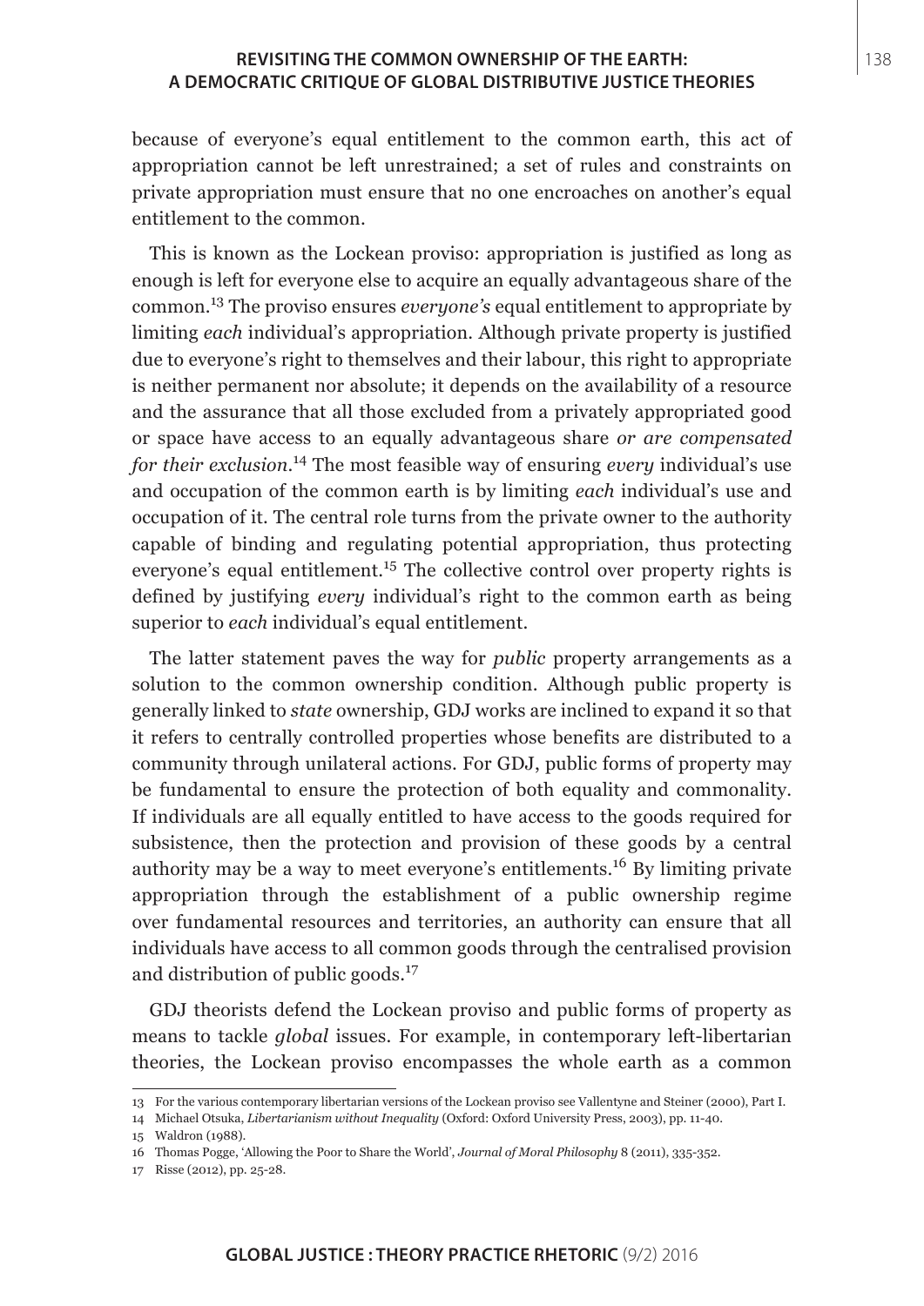because of everyone's equal entitlement to the common earth, this act of appropriation cannot be left unrestrained; a set of rules and constraints on private appropriation must ensure that no one encroaches on another's equal entitlement to the common.

This is known as the Lockean proviso: appropriation is justified as long as enough is left for everyone else to acquire an equally advantageous share of the common.[13] The proviso ensures *everyone's* equal entitlement to appropriate by limiting *each* individual's appropriation. Although private property is justified due to everyone's right to themselves and their labour, this right to appropriate is neither permanent nor absolute; it depends on the availability of a resource and the assurance that all those excluded from a privately appropriated good or space have access to an equally advantageous share *or are compensated for their exclusion*.[14] The most feasible way of ensuring *every* individual's use and occupation of the common earth is by limiting *each* individual's use and occupation of it. The central role turns from the private owner to the authority capable of binding and regulating potential appropriation, thus protecting everyone's equal entitlement.[15] The collective control over property rights is defined by justifying *every* individual's right to the common earth as being superior to *each* individual's equal entitlement.

The latter statement paves the way for *public* property arrangements as a solution to the common ownership condition. Although public property is generally linked to *state* ownership, GDJ works are inclined to expand it so that it refers to centrally controlled properties whose benefits are distributed to a community through unilateral actions. For GDJ, public forms of property may be fundamental to ensure the protection of both equality and commonality. If individuals are all equally entitled to have access to the goods required for subsistence, then the protection and provision of these goods by a central authority may be a way to meet everyone's entitlements.[16] By limiting private appropriation through the establishment of a public ownership regime over fundamental resources and territories, an authority can ensure that all individuals have access to all common goods through the centralised provision and distribution of public goods.[17]

GDJ theorists defend the Lockean proviso and public forms of property as means to tackle *global* issues. For example, in contemporary left-libertarian theories, the Lockean proviso encompasses the whole earth as a common

---

13 For the various contemporary libertarian versions of the Lockean proviso see Vallentyne and Steiner (2000), Part I.

14 Michael Otsuka, *Libertarianism without Inequality* (Oxford: Oxford University Press, 2003), pp. 11-40.

15 Waldron (1988).

16 Thomas Pogge, 'Allowing the Poor to Share the World', *Journal of Moral Philosophy* 8 (2011), 335-352.

17 Risse (2012), pp. 25-28.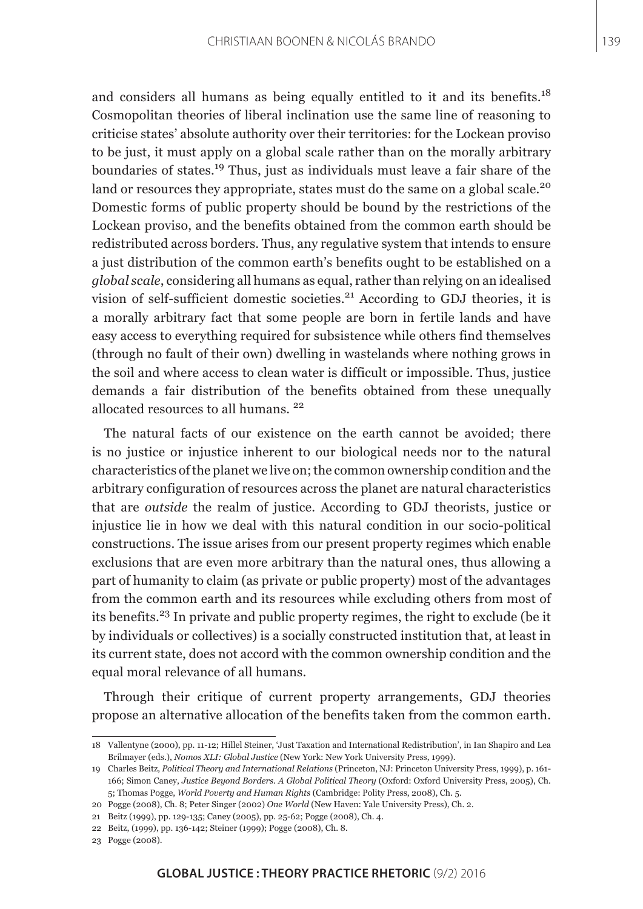and considers all humans as being equally entitled to it and its benefits.[18] Cosmopolitan theories of liberal inclination use the same line of reasoning to criticise states' absolute authority over their territories: for the Lockean proviso to be just, it must apply on a global scale rather than on the morally arbitrary boundaries of states.[19] Thus, just as individuals must leave a fair share of the land or resources they appropriate, states must do the same on a global scale.[20] Domestic forms of public property should be bound by the restrictions of the Lockean proviso, and the benefits obtained from the common earth should be redistributed across borders. Thus, any regulative system that intends to ensure a just distribution of the common earth's benefits ought to be established on a *global scale*, considering all humans as equal, rather than relying on an idealised vision of self-sufficient domestic societies.[21] According to GDJ theories, it is a morally arbitrary fact that some people are born in fertile lands and have easy access to everything required for subsistence while others find themselves (through no fault of their own) dwelling in wastelands where nothing grows in the soil and where access to clean water is difficult or impossible. Thus, justice demands a fair distribution of the benefits obtained from these unequally allocated resources to all humans. [22]

The natural facts of our existence on the earth cannot be avoided; there is no justice or injustice inherent to our biological needs nor to the natural characteristics of the planet we live on; the common ownership condition and the arbitrary configuration of resources across the planet are natural characteristics that are *outside* the realm of justice. According to GDJ theorists, justice or injustice lie in how we deal with this natural condition in our socio-political constructions. The issue arises from our present property regimes which enable exclusions that are even more arbitrary than the natural ones, thus allowing a part of humanity to claim (as private or public property) most of the advantages from the common earth and its resources while excluding others from most of its benefits.[23] In private and public property regimes, the right to exclude (be it by individuals or collectives) is a socially constructed institution that, at least in its current state, does not accord with the common ownership condition and the equal moral relevance of all humans.

Through their critique of current property arrangements, GDJ theories propose an alternative allocation of the benefits taken from the common earth.

---

18 Vallentyne (2000), pp. 11-12; Hillel Steiner, 'Just Taxation and International Redistribution', in Ian Shapiro and Lea Brilmayer (eds.), *Nomos XLI: Global Justice* (New York: New York University Press, 1999).

19 Charles Beitz, *Political Theory and International Relations* (Princeton, NJ: Princeton University Press, 1999), p. 161-166; Simon Caney, *Justice Beyond Borders. A Global Political Theory* (Oxford: Oxford University Press, 2005), Ch. 5; Thomas Pogge, *World Poverty and Human Rights* (Cambridge: Polity Press, 2008), Ch. 5.

20 Pogge (2008), Ch. 8; Peter Singer (2002) *One World* (New Haven: Yale University Press), Ch. 2.

21 Beitz (1999), pp. 129-135; Caney (2005), pp. 25-62; Pogge (2008), Ch. 4.

22 Beitz, (1999), pp. 136-142; Steiner (1999); Pogge (2008), Ch. 8.

23 Pogge (2008).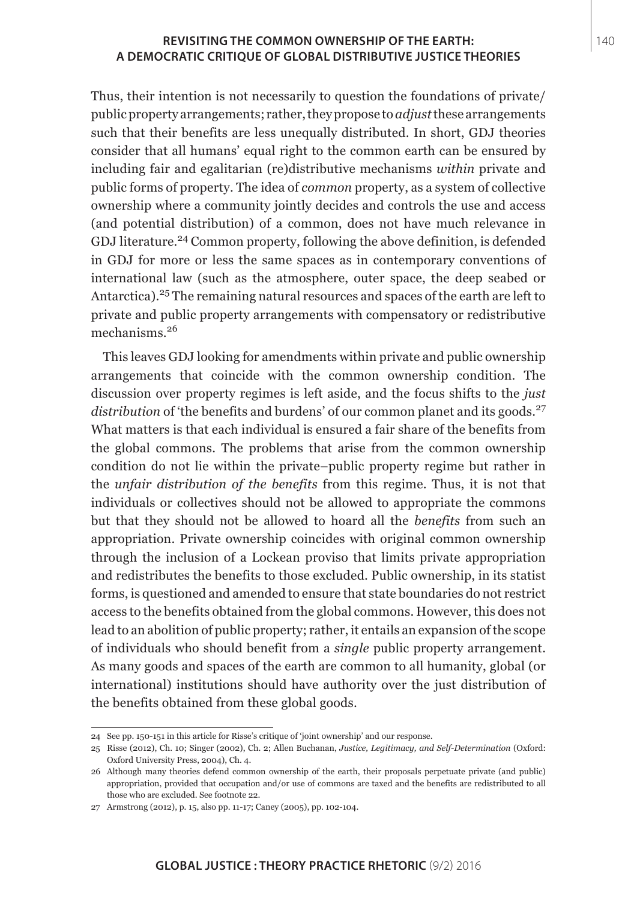Thus, their intention is not necessarily to question the foundations of private/public property arrangements; rather, they propose to *adjust* these arrangements such that their benefits are less unequally distributed. In short, GDJ theories consider that all humans' equal right to the common earth can be ensured by including fair and egalitarian (re)distributive mechanisms *within* private and public forms of property. The idea of *common* property, as a system of collective ownership where a community jointly decides and controls the use and access (and potential distribution) of a common, does not have much relevance in GDJ literature.[24] Common property, following the above definition, is defended in GDJ for more or less the same spaces as in contemporary conventions of international law (such as the atmosphere, outer space, the deep seabed or Antarctica).[25] The remaining natural resources and spaces of the earth are left to private and public property arrangements with compensatory or redistributive mechanisms.[26]

This leaves GDJ looking for amendments within private and public ownership arrangements that coincide with the common ownership condition. The discussion over property regimes is left aside, and the focus shifts to the *just distribution* of 'the benefits and burdens' of our common planet and its goods.[27] What matters is that each individual is ensured a fair share of the benefits from the global commons. The problems that arise from the common ownership condition do not lie within the private–public property regime but rather in the *unfair distribution of the benefits* from this regime. Thus, it is not that individuals or collectives should not be allowed to appropriate the commons but that they should not be allowed to hoard all the *benefits* from such an appropriation. Private ownership coincides with original common ownership through the inclusion of a Lockean proviso that limits private appropriation and redistributes the benefits to those excluded. Public ownership, in its statist forms, is questioned and amended to ensure that state boundaries do not restrict access to the benefits obtained from the global commons. However, this does not lead to an abolition of public property; rather, it entails an expansion of the scope of individuals who should benefit from a *single* public property arrangement. As many goods and spaces of the earth are common to all humanity, global (or international) institutions should have authority over the just distribution of the benefits obtained from these global goods.

---

24 See pp. 150-151 in this article for Risse's critique of 'joint ownership' and our response.

25 Risse (2012), Ch. 10; Singer (2002), Ch. 2; Allen Buchanan, *Justice, Legitimacy, and Self-Determination* (Oxford: Oxford University Press, 2004), Ch. 4.

26 Although many theories defend common ownership of the earth, their proposals perpetuate private (and public) appropriation, provided that occupation and/or use of commons are taxed and the benefits are redistributed to all those who are excluded. See footnote 22.

27 Armstrong (2012), p. 15, also pp. 11-17; Caney (2005), pp. 102-104.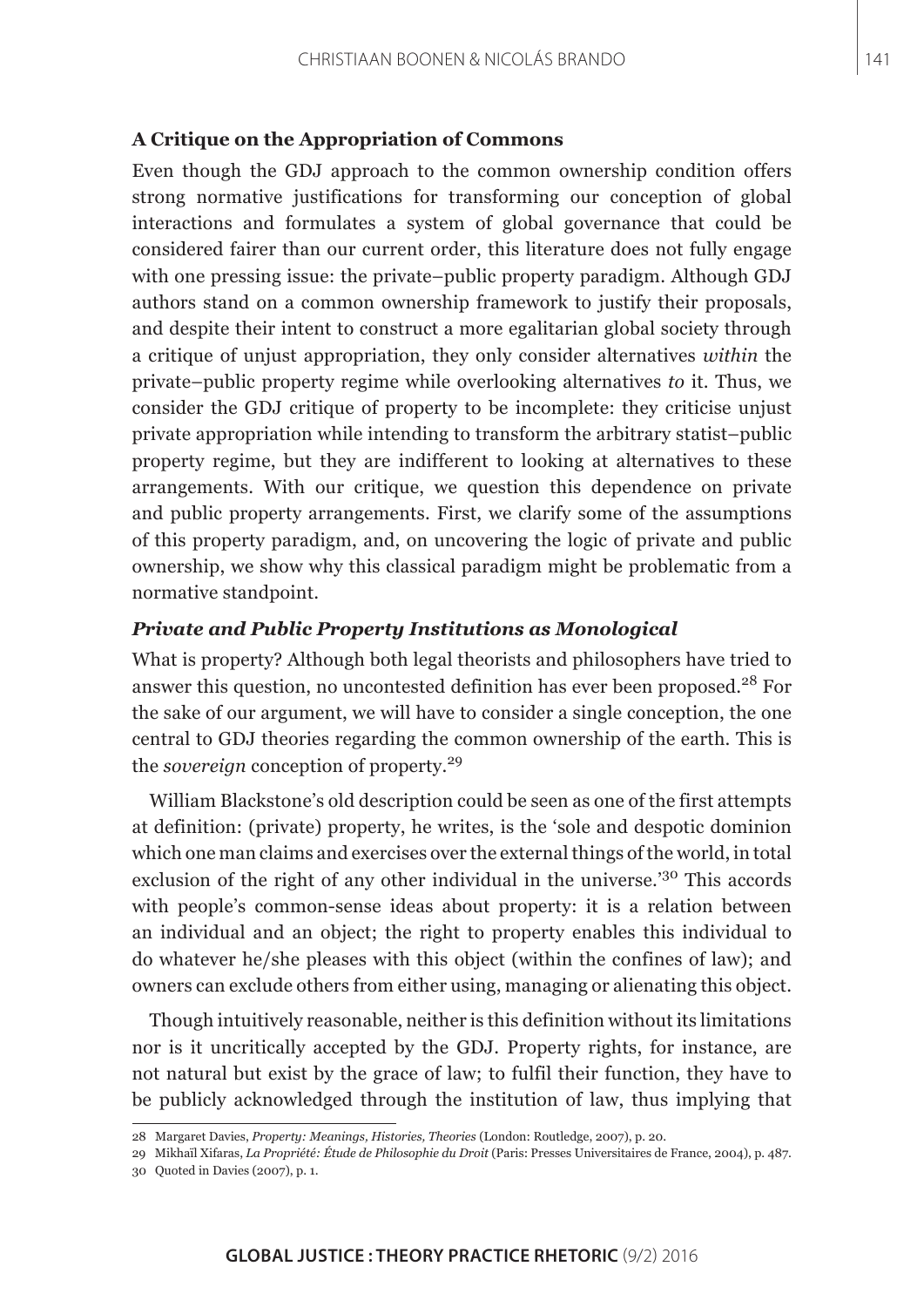### A Critique on the Appropriation of Commons

Even though the GDJ approach to the common ownership condition offers strong normative justifications for transforming our conception of global interactions and formulates a system of global governance that could be considered fairer than our current order, this literature does not fully engage with one pressing issue: the private–public property paradigm. Although GDJ authors stand on a common ownership framework to justify their proposals, and despite their intent to construct a more egalitarian global society through a critique of unjust appropriation, they only consider alternatives *within* the private–public property regime while overlooking alternatives *to* it. Thus, we consider the GDJ critique of property to be incomplete: they criticise unjust private appropriation while intending to transform the arbitrary statist–public property regime, but they are indifferent to looking at alternatives to these arrangements. With our critique, we question this dependence on private and public property arrangements. First, we clarify some of the assumptions of this property paradigm, and, on uncovering the logic of private and public ownership, we show why this classical paradigm might be problematic from a normative standpoint.

#### *Private and Public Property Institutions as Monological*

What is property? Although both legal theorists and philosophers have tried to answer this question, no uncontested definition has ever been proposed.[28] For the sake of our argument, we will have to consider a single conception, the one central to GDJ theories regarding the common ownership of the earth. This is the *sovereign* conception of property.[29]

William Blackstone's old description could be seen as one of the first attempts at definition: (private) property, he writes, is the 'sole and despotic dominion which one man claims and exercises over the external things of the world, in total exclusion of the right of any other individual in the universe.'[30] This accords with people's common-sense ideas about property: it is a relation between an individual and an object; the right to property enables this individual to do whatever he/she pleases with this object (within the confines of law); and owners can exclude others from either using, managing or alienating this object.

Though intuitively reasonable, neither is this definition without its limitations nor is it uncritically accepted by the GDJ. Property rights, for instance, are not natural but exist by the grace of law; to fulfil their function, they have to be publicly acknowledged through the institution of law, thus implying that

---

28 Margaret Davies, *Property: Meanings, Histories, Theories* (London: Routledge, 2007), p. 20.

29 Mikhaïl Xifaras, *La Propriété: Étude de Philosophie du Droit* (Paris: Presses Universitaires de France, 2004), p. 487.

30 Quoted in Davies (2007), p. 1.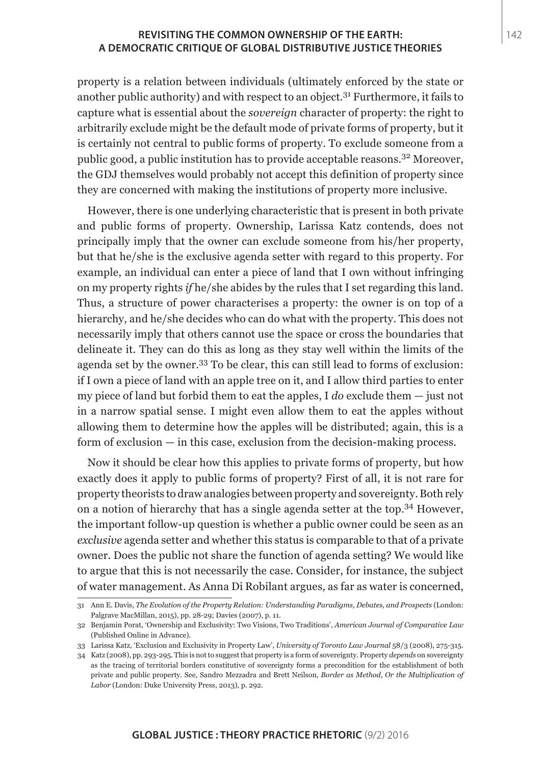property is a relation between individuals (ultimately enforced by the state or another public authority) and with respect to an object.[31] Furthermore, it fails to capture what is essential about the *sovereign* character of property: the right to arbitrarily exclude might be the default mode of private forms of property, but it is certainly not central to public forms of property. To exclude someone from a public good, a public institution has to provide acceptable reasons.[32] Moreover, the GDJ themselves would probably not accept this definition of property since they are concerned with making the institutions of property more inclusive.

However, there is one underlying characteristic that is present in both private and public forms of property. Ownership, Larissa Katz contends, does not principally imply that the owner can exclude someone from his/her property, but that he/she is the exclusive agenda setter with regard to this property. For example, an individual can enter a piece of land that I own without infringing on my property rights *if* he/she abides by the rules that I set regarding this land. Thus, a structure of power characterises a property: the owner is on top of a hierarchy, and he/she decides who can do what with the property. This does not necessarily imply that others cannot use the space or cross the boundaries that delineate it. They can do this as long as they stay well within the limits of the agenda set by the owner.[33] To be clear, this can still lead to forms of exclusion: if I own a piece of land with an apple tree on it, and I allow third parties to enter my piece of land but forbid them to eat the apples, I *do* exclude them — just not in a narrow spatial sense. I might even allow them to eat the apples without allowing them to determine how the apples will be distributed; again, this is a form of exclusion — in this case, exclusion from the decision-making process.

Now it should be clear how this applies to private forms of property, but how exactly does it apply to public forms of property? First of all, it is not rare for property theorists to draw analogies between property and sovereignty. Both rely on a notion of hierarchy that has a single agenda setter at the top.[34] However, the important follow-up question is whether a public owner could be seen as an *exclusive* agenda setter and whether this status is comparable to that of a private owner. Does the public not share the function of agenda setting? We would like to argue that this is not necessarily the case. Consider, for instance, the subject of water management. As Anna Di Robilant argues, as far as water is concerned,

---

31 Ann E. Davis, *The Evolution of the Property Relation: Understanding Paradigms, Debates, and Prospects* (London: Palgrave MacMillan, 2015), pp. 28-29; Davies (2007), p. 11.

32 Benjamin Porat, 'Ownership and Exclusivity: Two Visions, Two Traditions', *American Journal of Comparative Law* (Published Online in Advance).

33 Larissa Katz, 'Exclusion and Exclusivity in Property Law', *University of Toronto Law Journal* 58/3 (2008), 275-315.

34 Katz (2008), pp. 293-295. This is not to suggest that property is a form of sovereignty. Property *depends* on sovereignty as the tracing of territorial borders constitutive of sovereignty forms a precondition for the establishment of both private and public property. See, Sandro Mezzadra and Brett Neilson, *Border as Method, Or the Multiplication of Labor* (London: Duke University Press, 2013), p. 292.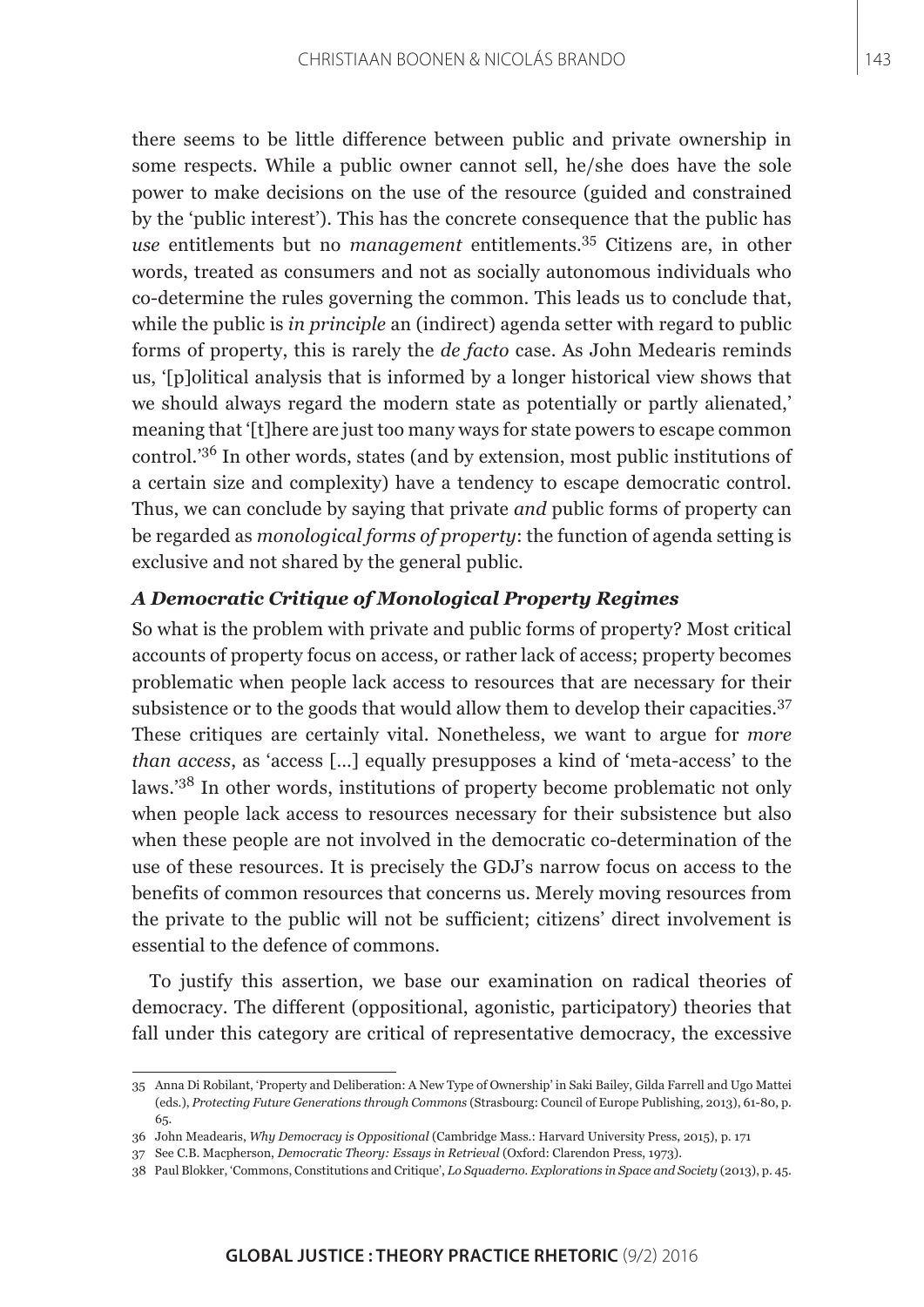there seems to be little difference between public and private ownership in some respects. While a public owner cannot sell, he/she does have the sole power to make decisions on the use of the resource (guided and constrained by the 'public interest'). This has the concrete consequence that the public has *use* entitlements but no *management* entitlements.[35] Citizens are, in other words, treated as consumers and not as socially autonomous individuals who co-determine the rules governing the common. This leads us to conclude that, while the public is *in principle* an (indirect) agenda setter with regard to public forms of property, this is rarely the *de facto* case. As John Medearis reminds us, '[p]olitical analysis that is informed by a longer historical view shows that we should always regard the modern state as potentially or partly alienated,' meaning that '[t]here are just too many ways for state powers to escape common control.'[36] In other words, states (and by extension, most public institutions of a certain size and complexity) have a tendency to escape democratic control. Thus, we can conclude by saying that private *and* public forms of property can be regarded as *monological forms of property*: the function of agenda setting is exclusive and not shared by the general public.

### *A Democratic Critique of Monological Property Regimes*

So what is the problem with private and public forms of property? Most critical accounts of property focus on access, or rather lack of access; property becomes problematic when people lack access to resources that are necessary for their subsistence or to the goods that would allow them to develop their capacities.[37] These critiques are certainly vital. Nonetheless, we want to argue for *more than access*, as 'access [...] equally presupposes a kind of 'meta-access' to the laws.'[38] In other words, institutions of property become problematic not only when people lack access to resources necessary for their subsistence but also when these people are not involved in the democratic co-determination of the use of these resources. It is precisely the GDJ's narrow focus on access to the benefits of common resources that concerns us. Merely moving resources from the private to the public will not be sufficient; citizens' direct involvement is essential to the defence of commons.

To justify this assertion, we base our examination on radical theories of democracy. The different (oppositional, agonistic, participatory) theories that fall under this category are critical of representative democracy, the excessive

---

35 Anna Di Robilant, 'Property and Deliberation: A New Type of Ownership' in Saki Bailey, Gilda Farrell and Ugo Mattei (eds.), *Protecting Future Generations through Commons* (Strasbourg: Council of Europe Publishing, 2013), 61-80, p. 65.

36 John Meadearis, *Why Democracy is Oppositional* (Cambridge Mass.: Harvard University Press, 2015), p. 171

37 See C.B. Macpherson, *Democratic Theory: Essays in Retrieval* (Oxford: Clarendon Press, 1973).

38 Paul Blokker, 'Commons, Constitutions and Critique', *Lo Squaderno. Explorations in Space and Society* (2013), p. 45.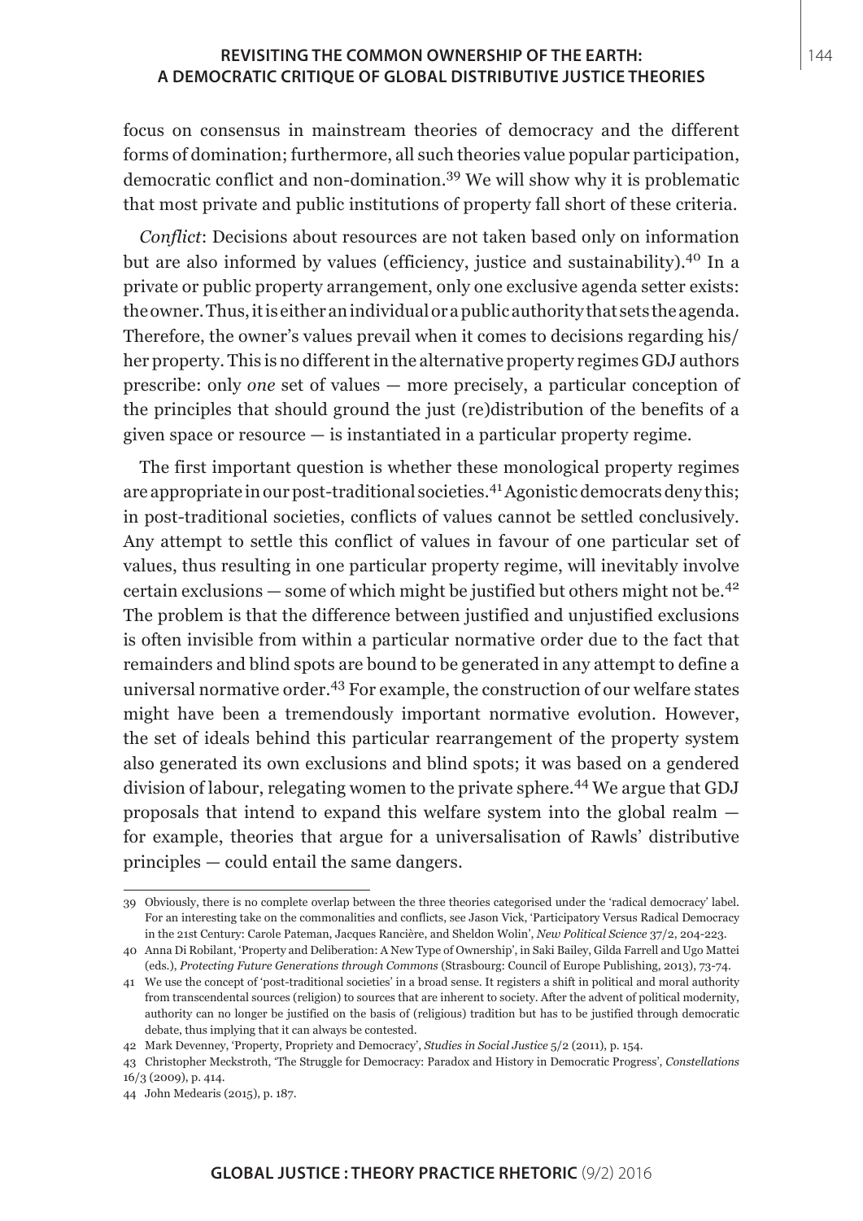focus on consensus in mainstream theories of democracy and the different forms of domination; furthermore, all such theories value popular participation, democratic conflict and non-domination.[39] We will show why it is problematic that most private and public institutions of property fall short of these criteria.

*Conflict*: Decisions about resources are not taken based only on information but are also informed by values (efficiency, justice and sustainability).[40] In a private or public property arrangement, only one exclusive agenda setter exists: the owner. Thus, it is either an individual or a public authority that sets the agenda. Therefore, the owner's values prevail when it comes to decisions regarding his/her property. This is no different in the alternative property regimes GDJ authors prescribe: only *one* set of values — more precisely, a particular conception of the principles that should ground the just (re)distribution of the benefits of a given space or resource — is instantiated in a particular property regime.

The first important question is whether these monological property regimes are appropriate in our post-traditional societies.[41] Agonistic democrats deny this; in post-traditional societies, conflicts of values cannot be settled conclusively. Any attempt to settle this conflict of values in favour of one particular set of values, thus resulting in one particular property regime, will inevitably involve certain exclusions — some of which might be justified but others might not be.[42] The problem is that the difference between justified and unjustified exclusions is often invisible from within a particular normative order due to the fact that remainders and blind spots are bound to be generated in any attempt to define a universal normative order.[43] For example, the construction of our welfare states might have been a tremendously important normative evolution. However, the set of ideals behind this particular rearrangement of the property system also generated its own exclusions and blind spots; it was based on a gendered division of labour, relegating women to the private sphere.[44] We argue that GDJ proposals that intend to expand this welfare system into the global realm — for example, theories that argue for a universalisation of Rawls' distributive principles — could entail the same dangers.

---

39 Obviously, there is no complete overlap between the three theories categorised under the 'radical democracy' label. For an interesting take on the commonalities and conflicts, see Jason Vick, 'Participatory Versus Radical Democracy in the 21st Century: Carole Pateman, Jacques Rancière, and Sheldon Wolin', *New Political Science* 37/2, 204-223.

40 Anna Di Robilant, 'Property and Deliberation: A New Type of Ownership', in Saki Bailey, Gilda Farrell and Ugo Mattei (eds.), *Protecting Future Generations through Commons* (Strasbourg: Council of Europe Publishing, 2013), 73-74.

41 We use the concept of 'post-traditional societies' in a broad sense. It registers a shift in political and moral authority from transcendental sources (religion) to sources that are inherent to society. After the advent of political modernity, authority can no longer be justified on the basis of (religious) tradition but has to be justified through democratic debate, thus implying that it can always be contested.

42 Mark Devenney, 'Property, Propriety and Democracy', *Studies in Social Justice* 5/2 (2011), p. 154.

43 Christopher Meckstroth, 'The Struggle for Democracy: Paradox and History in Democratic Progress', *Constellations* 16/3 (2009), p. 414.

44 John Medearis (2015), p. 187.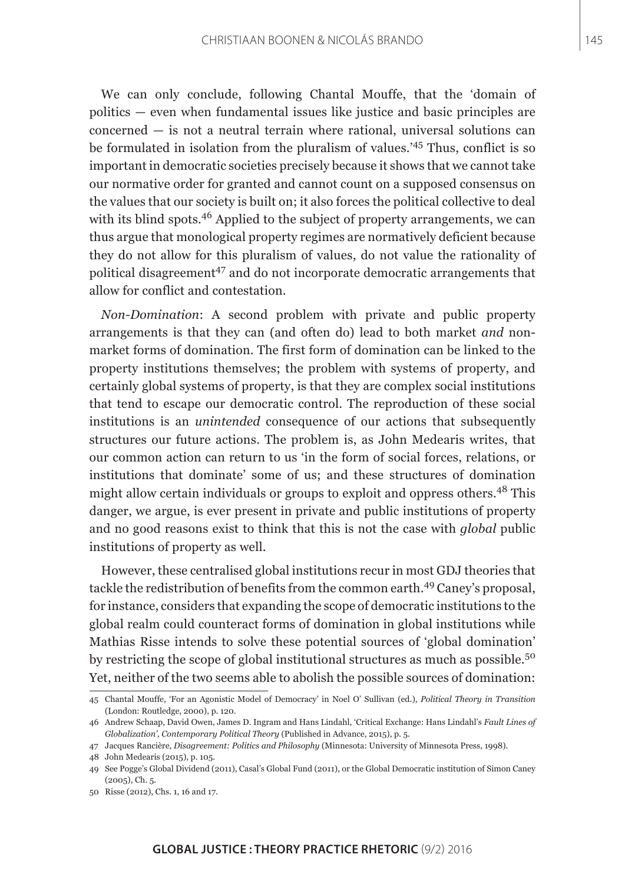We can only conclude, following Chantal Mouffe, that the 'domain of politics — even when fundamental issues like justice and basic principles are concerned — is not a neutral terrain where rational, universal solutions can be formulated in isolation from the pluralism of values.'[45] Thus, conflict is so important in democratic societies precisely because it shows that we cannot take our normative order for granted and cannot count on a supposed consensus on the values that our society is built on; it also forces the political collective to deal with its blind spots.[46] Applied to the subject of property arrangements, we can thus argue that monological property regimes are normatively deficient because they do not allow for this pluralism of values, do not value the rationality of political disagreement[47] and do not incorporate democratic arrangements that allow for conflict and contestation.

*Non-Domination*: A second problem with private and public property arrangements is that they can (and often do) lead to both market *and* non-market forms of domination. The first form of domination can be linked to the property institutions themselves; the problem with systems of property, and certainly global systems of property, is that they are complex social institutions that tend to escape our democratic control. The reproduction of these social institutions is an *unintended* consequence of our actions that subsequently structures our future actions. The problem is, as John Medearis writes, that our common action can return to us 'in the form of social forces, relations, or institutions that dominate' some of us; and these structures of domination might allow certain individuals or groups to exploit and oppress others.[48] This danger, we argue, is ever present in private and public institutions of property and no good reasons exist to think that this is not the case with *global* public institutions of property as well.

However, these centralised global institutions recur in most GDJ theories that tackle the redistribution of benefits from the common earth.[49] Caney's proposal, for instance, considers that expanding the scope of democratic institutions to the global realm could counteract forms of domination in global institutions while Mathias Risse intends to solve these potential sources of 'global domination' by restricting the scope of global institutional structures as much as possible.[50] Yet, neither of the two seems able to abolish the possible sources of domination:

---

45 Chantal Mouffe, 'For an Agonistic Model of Democracy' in Noel O' Sullivan (ed.), *Political Theory in Transition* (London: Routledge, 2000), p. 120.

46 Andrew Schaap, David Owen, James D. Ingram and Hans Lindahl, 'Critical Exchange: Hans Lindahl's *Fault Lines of Globalization', Contemporary Political Theory* (Published in Advance, 2015), p. 5.

47 Jacques Rancière, *Disagreement: Politics and Philosophy* (Minnesota: University of Minnesota Press, 1998).

48 John Medearis (2015), p. 105.

49 See Pogge's Global Dividend (2011), Casal's Global Fund (2011), or the Global Democratic institution of Simon Caney (2005), Ch. 5.

50 Risse (2012), Chs. 1, 16 and 17.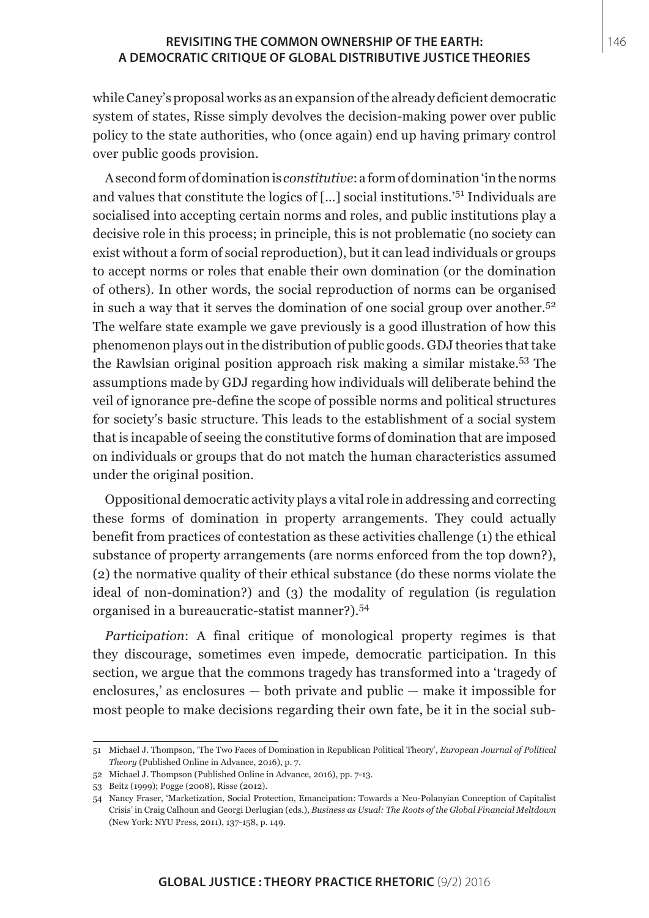while Caney's proposal works as an expansion of the already deficient democratic system of states, Risse simply devolves the decision-making power over public policy to the state authorities, who (once again) end up having primary control over public goods provision.

A second form of domination is *constitutive*: a form of domination 'in the norms and values that constitute the logics of [...] social institutions.'[51] Individuals are socialised into accepting certain norms and roles, and public institutions play a decisive role in this process; in principle, this is not problematic (no society can exist without a form of social reproduction), but it can lead individuals or groups to accept norms or roles that enable their own domination (or the domination of others). In other words, the social reproduction of norms can be organised in such a way that it serves the domination of one social group over another.[52] The welfare state example we gave previously is a good illustration of how this phenomenon plays out in the distribution of public goods. GDJ theories that take the Rawlsian original position approach risk making a similar mistake.[53] The assumptions made by GDJ regarding how individuals will deliberate behind the veil of ignorance pre-define the scope of possible norms and political structures for society's basic structure. This leads to the establishment of a social system that is incapable of seeing the constitutive forms of domination that are imposed on individuals or groups that do not match the human characteristics assumed under the original position.

Oppositional democratic activity plays a vital role in addressing and correcting these forms of domination in property arrangements. They could actually benefit from practices of contestation as these activities challenge (1) the ethical substance of property arrangements (are norms enforced from the top down?), (2) the normative quality of their ethical substance (do these norms violate the ideal of non-domination?) and (3) the modality of regulation (is regulation organised in a bureaucratic-statist manner?).[54]

*Participation*: A final critique of monological property regimes is that they discourage, sometimes even impede, democratic participation. In this section, we argue that the commons tragedy has transformed into a 'tragedy of enclosures,' as enclosures — both private and public — make it impossible for most people to make decisions regarding their own fate, be it in the social sub-

---

51 Michael J. Thompson, 'The Two Faces of Domination in Republican Political Theory', *European Journal of Political Theory* (Published Online in Advance, 2016), p. 7.

52 Michael J. Thompson (Published Online in Advance, 2016), pp. 7-13.

53 Beitz (1999); Pogge (2008), Risse (2012).

54 Nancy Fraser, 'Marketization, Social Protection, Emancipation: Towards a Neo-Polanyian Conception of Capitalist Crisis' in Craig Calhoun and Georgi Derlugian (eds.), *Business as Usual: The Roots of the Global Financial Meltdown* (New York: NYU Press, 2011), 137-158, p. 149.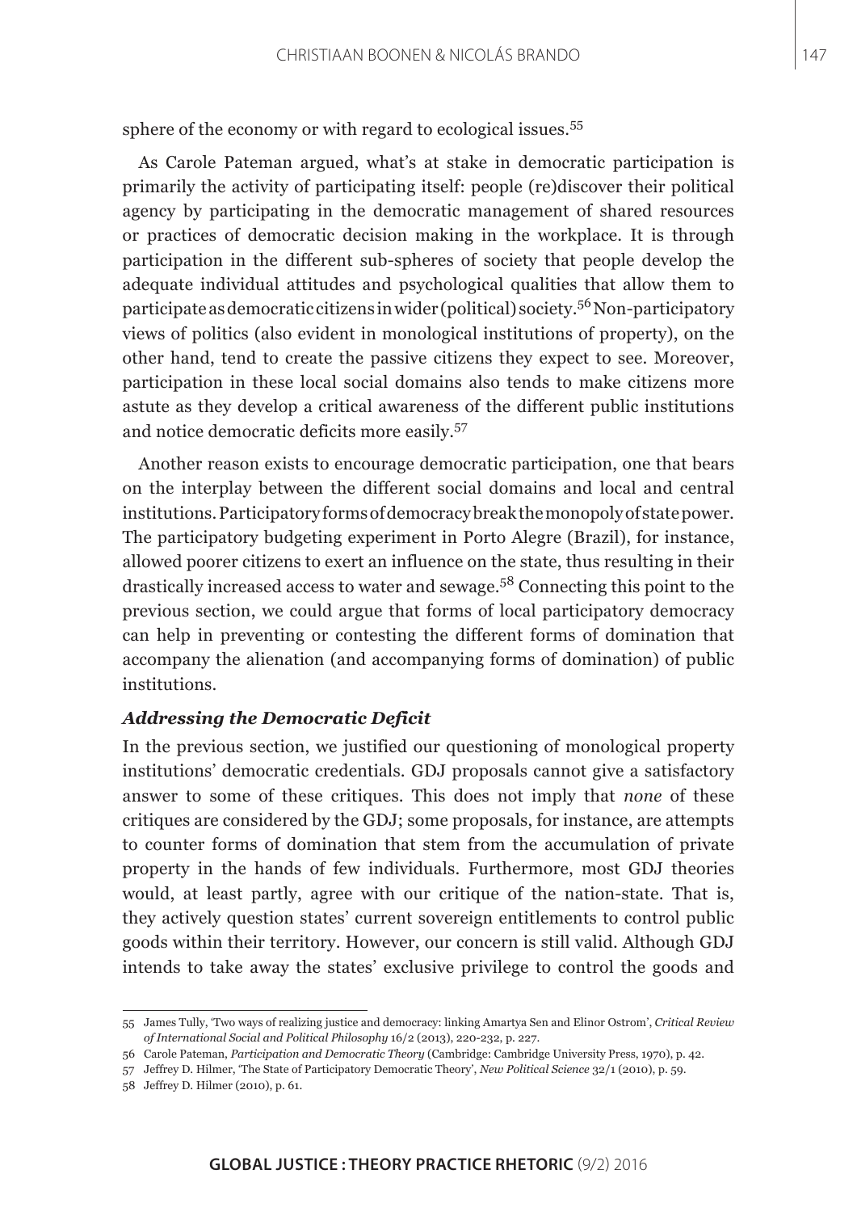sphere of the economy or with regard to ecological issues.[55]

As Carole Pateman argued, what's at stake in democratic participation is primarily the activity of participating itself: people (re)discover their political agency by participating in the democratic management of shared resources or practices of democratic decision making in the workplace. It is through participation in the different sub-spheres of society that people develop the adequate individual attitudes and psychological qualities that allow them to participate as democratic citizens in wider (political) society.[56] Non-participatory views of politics (also evident in monological institutions of property), on the other hand, tend to create the passive citizens they expect to see. Moreover, participation in these local social domains also tends to make citizens more astute as they develop a critical awareness of the different public institutions and notice democratic deficits more easily.[57]

Another reason exists to encourage democratic participation, one that bears on the interplay between the different social domains and local and central institutions. Participatory forms of democracy break the monopoly of state power. The participatory budgeting experiment in Porto Alegre (Brazil), for instance, allowed poorer citizens to exert an influence on the state, thus resulting in their drastically increased access to water and sewage.[58] Connecting this point to the previous section, we could argue that forms of local participatory democracy can help in preventing or contesting the different forms of domination that accompany the alienation (and accompanying forms of domination) of public institutions.

### *Addressing the Democratic Deficit*

In the previous section, we justified our questioning of monological property institutions' democratic credentials. GDJ proposals cannot give a satisfactory answer to some of these critiques. This does not imply that *none* of these critiques are considered by the GDJ; some proposals, for instance, are attempts to counter forms of domination that stem from the accumulation of private property in the hands of few individuals. Furthermore, most GDJ theories would, at least partly, agree with our critique of the nation-state. That is, they actively question states' current sovereign entitlements to control public goods within their territory. However, our concern is still valid. Although GDJ intends to take away the states' exclusive privilege to control the goods and

---

55 James Tully, 'Two ways of realizing justice and democracy: linking Amartya Sen and Elinor Ostrom', *Critical Review of International Social and Political Philosophy* 16/2 (2013), 220-232, p. 227.

56 Carole Pateman, *Participation and Democratic Theory* (Cambridge: Cambridge University Press, 1970), p. 42.

57 Jeffrey D. Hilmer, 'The State of Participatory Democratic Theory', *New Political Science* 32/1 (2010), p. 59.

58 Jeffrey D. Hilmer (2010), p. 61.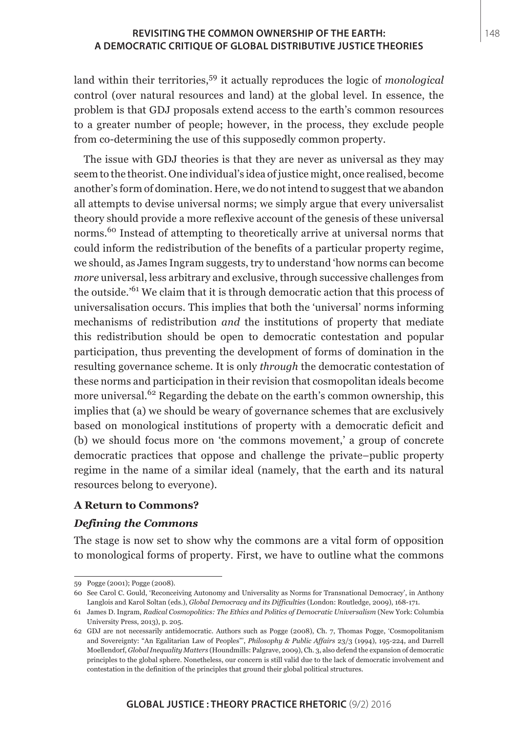land within their territories,[59] it actually reproduces the logic of *monological* control (over natural resources and land) at the global level. In essence, the problem is that GDJ proposals extend access to the earth's common resources to a greater number of people; however, in the process, they exclude people from co-determining the use of this supposedly common property.

The issue with GDJ theories is that they are never as universal as they may seem to the theorist. One individual's idea of justice might, once realised, become another's form of domination. Here, we do not intend to suggest that we abandon all attempts to devise universal norms; we simply argue that every universalist theory should provide a more reflexive account of the genesis of these universal norms.[60] Instead of attempting to theoretically arrive at universal norms that could inform the redistribution of the benefits of a particular property regime, we should, as James Ingram suggests, try to understand 'how norms can become *more* universal, less arbitrary and exclusive, through successive challenges from the outside.'[61] We claim that it is through democratic action that this process of universalisation occurs. This implies that both the 'universal' norms informing mechanisms of redistribution *and* the institutions of property that mediate this redistribution should be open to democratic contestation and popular participation, thus preventing the development of forms of domination in the resulting governance scheme. It is only *through* the democratic contestation of these norms and participation in their revision that cosmopolitan ideals become more universal.[62] Regarding the debate on the earth's common ownership, this implies that (a) we should be weary of governance schemes that are exclusively based on monological institutions of property with a democratic deficit and (b) we should focus more on 'the commons movement,' a group of concrete democratic practices that oppose and challenge the private–public property regime in the name of a similar ideal (namely, that the earth and its natural resources belong to everyone).

### A Return to Commons?

#### *Defining the Commons*

The stage is now set to show why the commons are a vital form of opposition to monological forms of property. First, we have to outline what the commons

---

59 Pogge (2001); Pogge (2008).

60 See Carol C. Gould, 'Reconceiving Autonomy and Universality as Norms for Transnational Democracy', in Anthony Langlois and Karol Soltan (eds.), *Global Democracy and its Difficulties* (London: Routledge, 2009), 168-171.

61 James D. Ingram, *Radical Cosmopolitics: The Ethics and Politics of Democratic Universalism* (New York: Columbia University Press, 2013), p. 205.

62 GDJ are not necessarily antidemocratic. Authors such as Pogge (2008), Ch. 7, Thomas Pogge, 'Cosmopolitanism and Sovereignty: "An Egalitarian Law of Peoples"', *Philosophy & Public Affairs* 23/3 (1994), 195-224, and Darrell Moellendorf, *Global Inequality Matters* (Houndmills: Palgrave, 2009), Ch. 3, also defend the expansion of democratic principles to the global sphere. Nonetheless, our concern is still valid due to the lack of democratic involvement and contestation in the definition of the principles that ground their global political structures.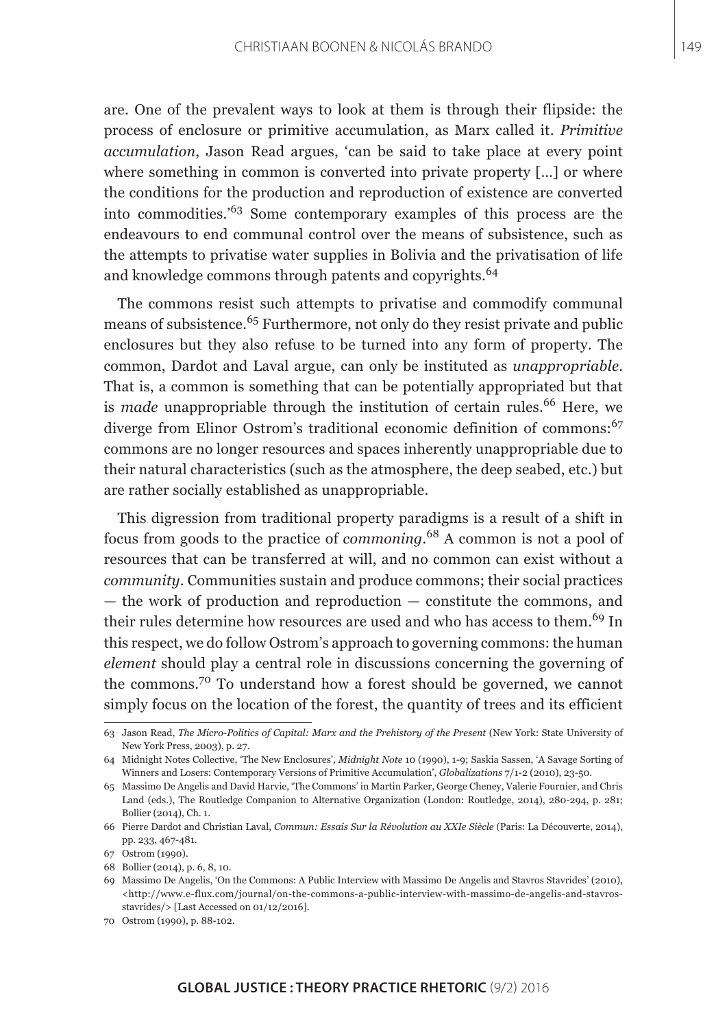are. One of the prevalent ways to look at them is through their flipside: the process of enclosure or primitive accumulation, as Marx called it. *Primitive accumulation*, Jason Read argues, 'can be said to take place at every point where something in common is converted into private property [...] or where the conditions for the production and reproduction of existence are converted into commodities.'[63] Some contemporary examples of this process are the endeavours to end communal control over the means of subsistence, such as the attempts to privatise water supplies in Bolivia and the privatisation of life and knowledge commons through patents and copyrights.[64]

The commons resist such attempts to privatise and commodify communal means of subsistence.[65] Furthermore, not only do they resist private and public enclosures but they also refuse to be turned into any form of property. The common, Dardot and Laval argue, can only be instituted as *unappropriable*. That is, a common is something that can be potentially appropriated but that is *made* unappropriable through the institution of certain rules.[66] Here, we diverge from Elinor Ostrom's traditional economic definition of commons:[67] commons are no longer resources and spaces inherently unappropriable due to their natural characteristics (such as the atmosphere, the deep seabed, etc.) but are rather socially established as unappropriable.

This digression from traditional property paradigms is a result of a shift in focus from goods to the practice of *commoning*.[68] A common is not a pool of resources that can be transferred at will, and no common can exist without a *community*. Communities sustain and produce commons; their social practices — the work of production and reproduction — constitute the commons, and their rules determine how resources are used and who has access to them.[69] In this respect, we do follow Ostrom's approach to governing commons: the human *element* should play a central role in discussions concerning the governing of the commons.[70] To understand how a forest should be governed, we cannot simply focus on the location of the forest, the quantity of trees and its efficient

---

63 Jason Read, *The Micro-Politics of Capital: Marx and the Prehistory of the Present* (New York: State University of New York Press, 2003), p. 27.

64 Midnight Notes Collective, 'The New Enclosures', *Midnight Note* 10 (1990), 1-9; Saskia Sassen, 'A Savage Sorting of Winners and Losers: Contemporary Versions of Primitive Accumulation', *Globalizations* 7/1-2 (2010), 23-50.

65 Massimo De Angelis and David Harvie, 'The Commons' in Martin Parker, George Cheney, Valerie Fournier, and Chris Land (eds.), The Routledge Companion to Alternative Organization (London: Routledge, 2014), 280-294, p. 281; Bollier (2014), Ch. 1.

66 Pierre Dardot and Christian Laval, *Commun: Essais Sur la Révolution au XXIe Siècle* (Paris: La Découverte, 2014), pp. 233, 467-481.

67 Ostrom (1990).

68 Bollier (2014), p. 6, 8, 10.

69 Massimo De Angelis, 'On the Commons: A Public Interview with Massimo De Angelis and Stavros Stavrides' (2010), <http://www.e-flux.com/journal/on-the-commons-a-public-interview-with-massimo-de-angelis-and-stavros-stavrides/> [Last Accessed on 01/12/2016].

70 Ostrom (1990), p. 88-102.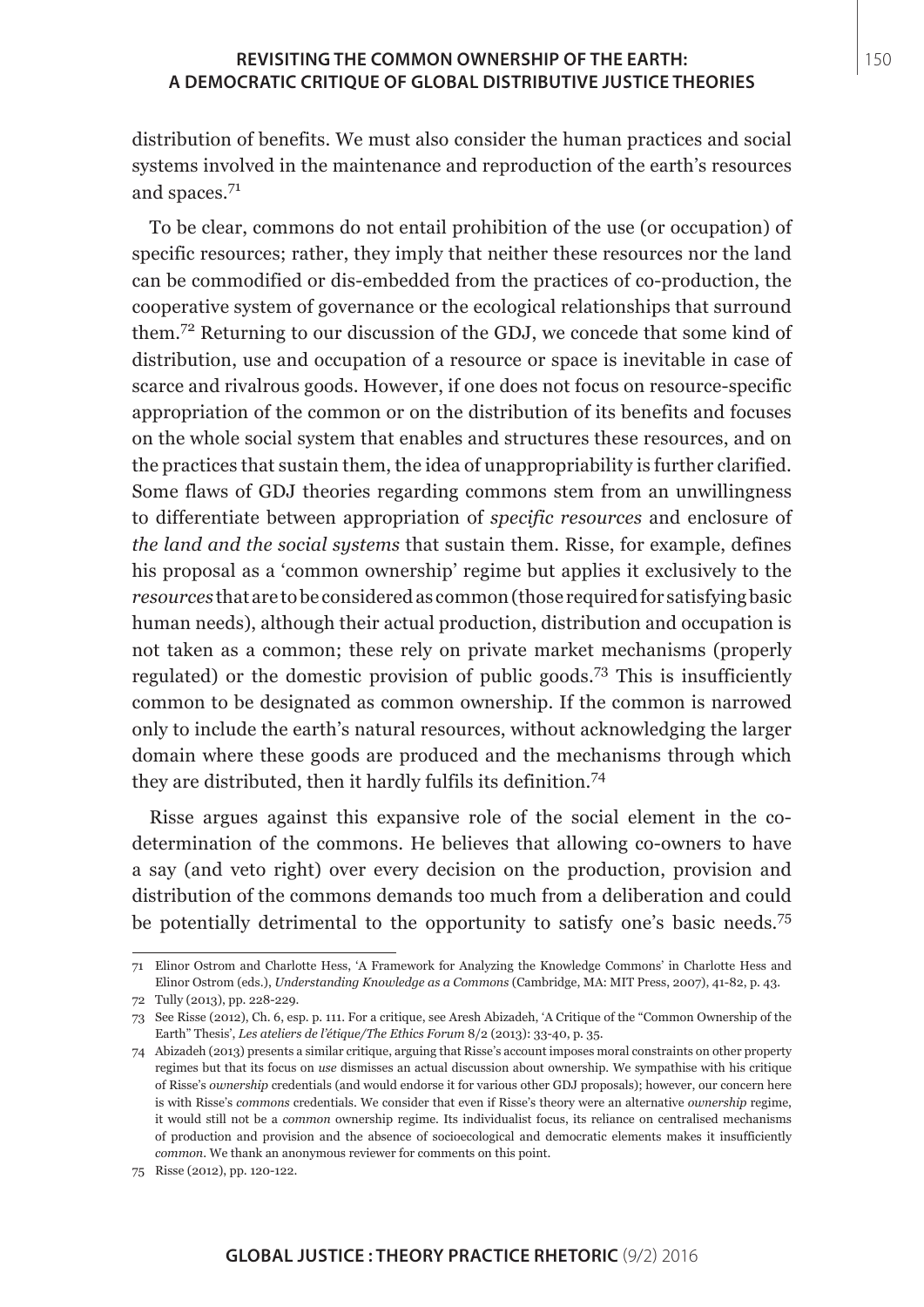distribution of benefits. We must also consider the human practices and social systems involved in the maintenance and reproduction of the earth's resources and spaces.[71]

To be clear, commons do not entail prohibition of the use (or occupation) of specific resources; rather, they imply that neither these resources nor the land can be commodified or dis-embedded from the practices of co-production, the cooperative system of governance or the ecological relationships that surround them.[72] Returning to our discussion of the GDJ, we concede that some kind of distribution, use and occupation of a resource or space is inevitable in case of scarce and rivalrous goods. However, if one does not focus on resource-specific appropriation of the common or on the distribution of its benefits and focuses on the whole social system that enables and structures these resources, and on the practices that sustain them, the idea of unappropriability is further clarified. Some flaws of GDJ theories regarding commons stem from an unwillingness to differentiate between appropriation of *specific resources* and enclosure of *the land and the social systems* that sustain them. Risse, for example, defines his proposal as a 'common ownership' regime but applies it exclusively to the *resources* that are to be considered as common (those required for satisfying basic human needs), although their actual production, distribution and occupation is not taken as a common; these rely on private market mechanisms (properly regulated) or the domestic provision of public goods.[73] This is insufficiently common to be designated as common ownership. If the common is narrowed only to include the earth's natural resources, without acknowledging the larger domain where these goods are produced and the mechanisms through which they are distributed, then it hardly fulfils its definition.[74]

Risse argues against this expansive role of the social element in the co-determination of the commons. He believes that allowing co-owners to have a say (and veto right) over every decision on the production, provision and distribution of the commons demands too much from a deliberation and could be potentially detrimental to the opportunity to satisfy one's basic needs.[75]

---

71 Elinor Ostrom and Charlotte Hess, 'A Framework for Analyzing the Knowledge Commons' in Charlotte Hess and Elinor Ostrom (eds.), *Understanding Knowledge as a Commons* (Cambridge, MA: MIT Press, 2007), 41-82, p. 43.

72 Tully (2013), pp. 228-229.

73 See Risse (2012), Ch. 6, esp. p. 111. For a critique, see Aresh Abizadeh, 'A Critique of the "Common Ownership of the Earth" Thesis', *Les ateliers de l'étique/The Ethics Forum* 8/2 (2013): 33-40, p. 35.

74 Abizadeh (2013) presents a similar critique, arguing that Risse's account imposes moral constraints on other property regimes but that its focus on *use* dismisses an actual discussion about ownership. We sympathise with his critique of Risse's *ownership* credentials (and would endorse it for various other GDJ proposals); however, our concern here is with Risse's *commons* credentials. We consider that even if Risse's theory were an alternative *ownership* regime, it would still not be a *common* ownership regime. Its individualist focus, its reliance on centralised mechanisms of production and provision and the absence of socioecological and democratic elements makes it insufficiently *common*. We thank an anonymous reviewer for comments on this point.

75 Risse (2012), pp. 120-122.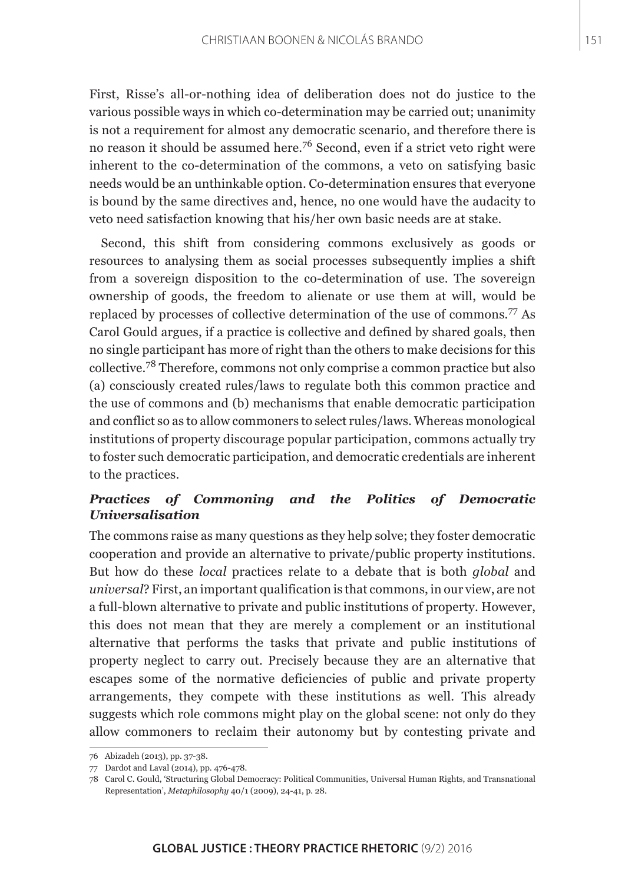First, Risse's all-or-nothing idea of deliberation does not do justice to the various possible ways in which co-determination may be carried out; unanimity is not a requirement for almost any democratic scenario, and therefore there is no reason it should be assumed here.[76] Second, even if a strict veto right were inherent to the co-determination of the commons, a veto on satisfying basic needs would be an unthinkable option. Co-determination ensures that everyone is bound by the same directives and, hence, no one would have the audacity to veto need satisfaction knowing that his/her own basic needs are at stake.

Second, this shift from considering commons exclusively as goods or resources to analysing them as social processes subsequently implies a shift from a sovereign disposition to the co-determination of use. The sovereign ownership of goods, the freedom to alienate or use them at will, would be replaced by processes of collective determination of the use of commons.[77] As Carol Gould argues, if a practice is collective and defined by shared goals, then no single participant has more of right than the others to make decisions for this collective.[78] Therefore, commons not only comprise a common practice but also (a) consciously created rules/laws to regulate both this common practice and the use of commons and (b) mechanisms that enable democratic participation and conflict so as to allow commoners to select rules/laws. Whereas monological institutions of property discourage popular participation, commons actually try to foster such democratic participation, and democratic credentials are inherent to the practices.

### *Practices of Commoning and the Politics of Democratic Universalisation*

The commons raise as many questions as they help solve; they foster democratic cooperation and provide an alternative to private/public property institutions. But how do these *local* practices relate to a debate that is both *global* and *universal*? First, an important qualification is that commons, in our view, are not a full-blown alternative to private and public institutions of property. However, this does not mean that they are merely a complement or an institutional alternative that performs the tasks that private and public institutions of property neglect to carry out. Precisely because they are an alternative that escapes some of the normative deficiencies of public and private property arrangements, they compete with these institutions as well. This already suggests which role commons might play on the global scene: not only do they allow commoners to reclaim their autonomy but by contesting private and

---

76 Abizadeh (2013), pp. 37-38.

77 Dardot and Laval (2014), pp. 476-478.

78 Carol C. Gould, 'Structuring Global Democracy: Political Communities, Universal Human Rights, and Transnational Representation', *Metaphilosophy* 40/1 (2009), 24-41, p. 28.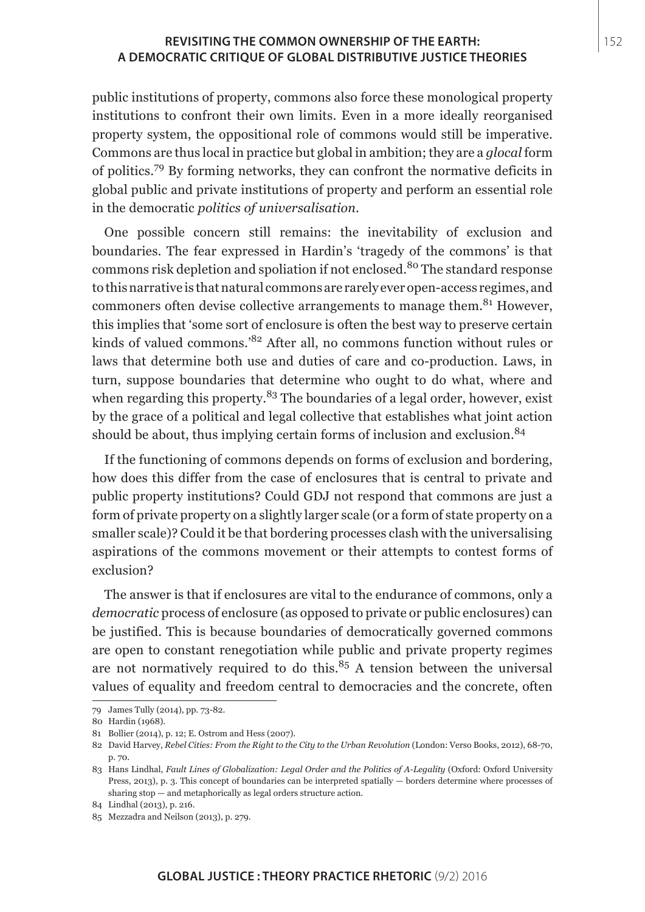public institutions of property, commons also force these monological property institutions to confront their own limits. Even in a more ideally reorganised property system, the oppositional role of commons would still be imperative. Commons are thus local in practice but global in ambition; they are a *glocal* form of politics.[79] By forming networks, they can confront the normative deficits in global public and private institutions of property and perform an essential role in the democratic *politics of universalisation*.

One possible concern still remains: the inevitability of exclusion and boundaries. The fear expressed in Hardin's 'tragedy of the commons' is that commons risk depletion and spoliation if not enclosed.[80] The standard response to this narrative is that natural commons are rarely ever open-access regimes, and commoners often devise collective arrangements to manage them.[81] However, this implies that 'some sort of enclosure is often the best way to preserve certain kinds of valued commons.'[82] After all, no commons function without rules or laws that determine both use and duties of care and co-production. Laws, in turn, suppose boundaries that determine who ought to do what, where and when regarding this property.[83] The boundaries of a legal order, however, exist by the grace of a political and legal collective that establishes what joint action should be about, thus implying certain forms of inclusion and exclusion.[84]

If the functioning of commons depends on forms of exclusion and bordering, how does this differ from the case of enclosures that is central to private and public property institutions? Could GDJ not respond that commons are just a form of private property on a slightly larger scale (or a form of state property on a smaller scale)? Could it be that bordering processes clash with the universalising aspirations of the commons movement or their attempts to contest forms of exclusion?

The answer is that if enclosures are vital to the endurance of commons, only a *democratic* process of enclosure (as opposed to private or public enclosures) can be justified. This is because boundaries of democratically governed commons are open to constant renegotiation while public and private property regimes are not normatively required to do this.[85] A tension between the universal values of equality and freedom central to democracies and the concrete, often

---

79 James Tully (2014), pp. 73-82.

80 Hardin (1968).

81 Bollier (2014), p. 12; E. Ostrom and Hess (2007).

82 David Harvey, *Rebel Cities: From the Right to the City to the Urban Revolution* (London: Verso Books, 2012), 68-70, p. 70.

83 Hans Lindhal, *Fault Lines of Globalization: Legal Order and the Politics of A-Legality* (Oxford: Oxford University Press, 2013), p. 3. This concept of boundaries can be interpreted spatially — borders determine where processes of sharing stop — and metaphorically as legal orders structure action.

84 Lindhal (2013), p. 216.

85 Mezzadra and Neilson (2013), p. 279.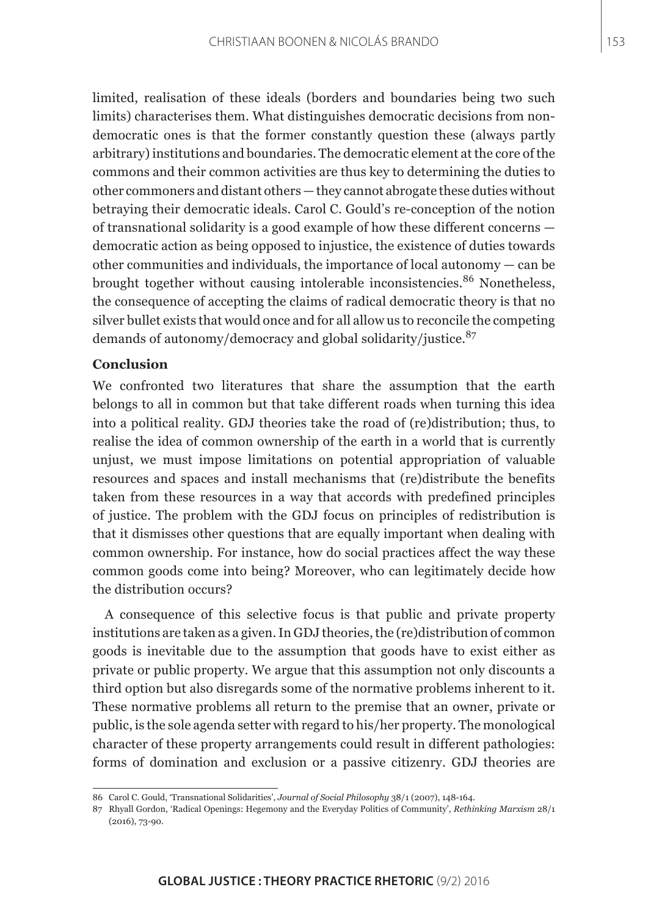limited, realisation of these ideals (borders and boundaries being two such limits) characterises them. What distinguishes democratic decisions from non-democratic ones is that the former constantly question these (always partly arbitrary) institutions and boundaries. The democratic element at the core of the commons and their common activities are thus key to determining the duties to other commoners and distant others — they cannot abrogate these duties without betraying their democratic ideals. Carol C. Gould's re-conception of the notion of transnational solidarity is a good example of how these different concerns — democratic action as being opposed to injustice, the existence of duties towards other communities and individuals, the importance of local autonomy — can be brought together without causing intolerable inconsistencies.[86] Nonetheless, the consequence of accepting the claims of radical democratic theory is that no silver bullet exists that would once and for all allow us to reconcile the competing demands of autonomy/democracy and global solidarity/justice.[87]

### Conclusion

We confronted two literatures that share the assumption that the earth belongs to all in common but that take different roads when turning this idea into a political reality. GDJ theories take the road of (re)distribution; thus, to realise the idea of common ownership of the earth in a world that is currently unjust, we must impose limitations on potential appropriation of valuable resources and spaces and install mechanisms that (re)distribute the benefits taken from these resources in a way that accords with predefined principles of justice. The problem with the GDJ focus on principles of redistribution is that it dismisses other questions that are equally important when dealing with common ownership. For instance, how do social practices affect the way these common goods come into being? Moreover, who can legitimately decide how the distribution occurs?

A consequence of this selective focus is that public and private property institutions are taken as a given. In GDJ theories, the (re)distribution of common goods is inevitable due to the assumption that goods have to exist either as private or public property. We argue that this assumption not only discounts a third option but also disregards some of the normative problems inherent to it. These normative problems all return to the premise that an owner, private or public, is the sole agenda setter with regard to his/her property. The monological character of these property arrangements could result in different pathologies: forms of domination and exclusion or a passive citizenry. GDJ theories are

---

86 Carol C. Gould, 'Transnational Solidarities', *Journal of Social Philosophy* 38/1 (2007), 148-164.

87 Rhyall Gordon, 'Radical Openings: Hegemony and the Everyday Politics of Community', *Rethinking Marxism* 28/1 (2016), 73-90.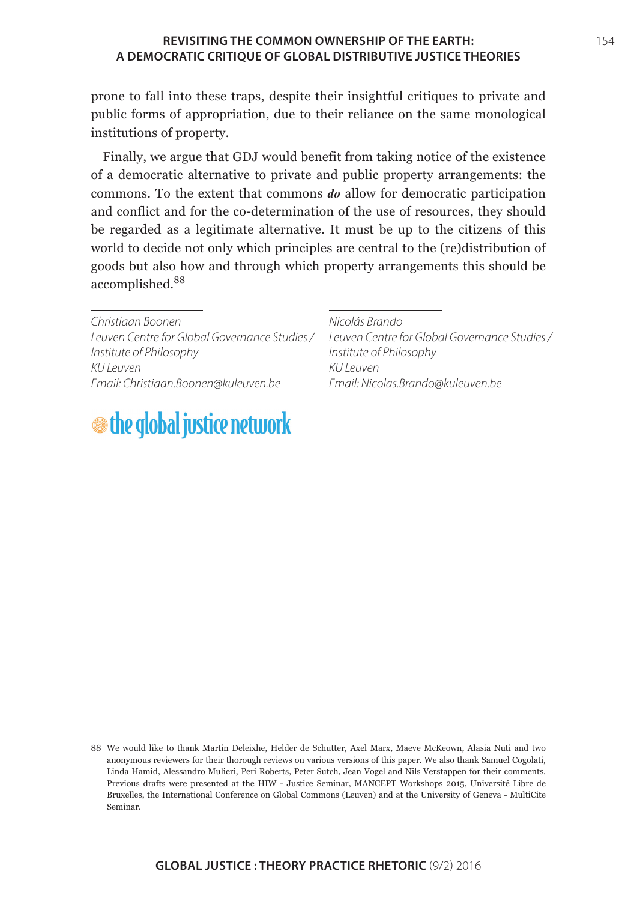prone to fall into these traps, despite their insightful critiques to private and public forms of appropriation, due to their reliance on the same monological institutions of property.

Finally, we argue that GDJ would benefit from taking notice of the existence of a democratic alternative to private and public property arrangements: the commons. To the extent that commons ***do*** allow for democratic participation and conflict and for the co-determination of the use of resources, they should be regarded as a legitimate alternative. It must be up to the citizens of this world to decide not only which principles are central to the (re)distribution of goods but also how and through which property arrangements this should be accomplished.[88]

*Christiaan Boonen*
*Leuven Centre for Global Governance Studies / Institute of Philosophy*
*KU Leuven*
*Email: Christiaan.Boonen@kuleuven.be*

*Nicolás Brando*
*Leuven Centre for Global Governance Studies / Institute of Philosophy*
*KU Leuven*
*Email: Nicolas.Brando@kuleuven.be*

the global justice network

---

88 We would like to thank Martin Deleixhe, Helder de Schutter, Axel Marx, Maeve McKeown, Alasia Nuti and two anonymous reviewers for their thorough reviews on various versions of this paper. We also thank Samuel Cogolati, Linda Hamid, Alessandro Mulieri, Peri Roberts, Peter Sutch, Jean Vogel and Nils Verstappen for their comments. Previous drafts were presented at the HIW - Justice Seminar, MANCEPT Workshops 2015, Université Libre de Bruxelles, the International Conference on Global Commons (Leuven) and at the University of Geneva - MultiCite Seminar.